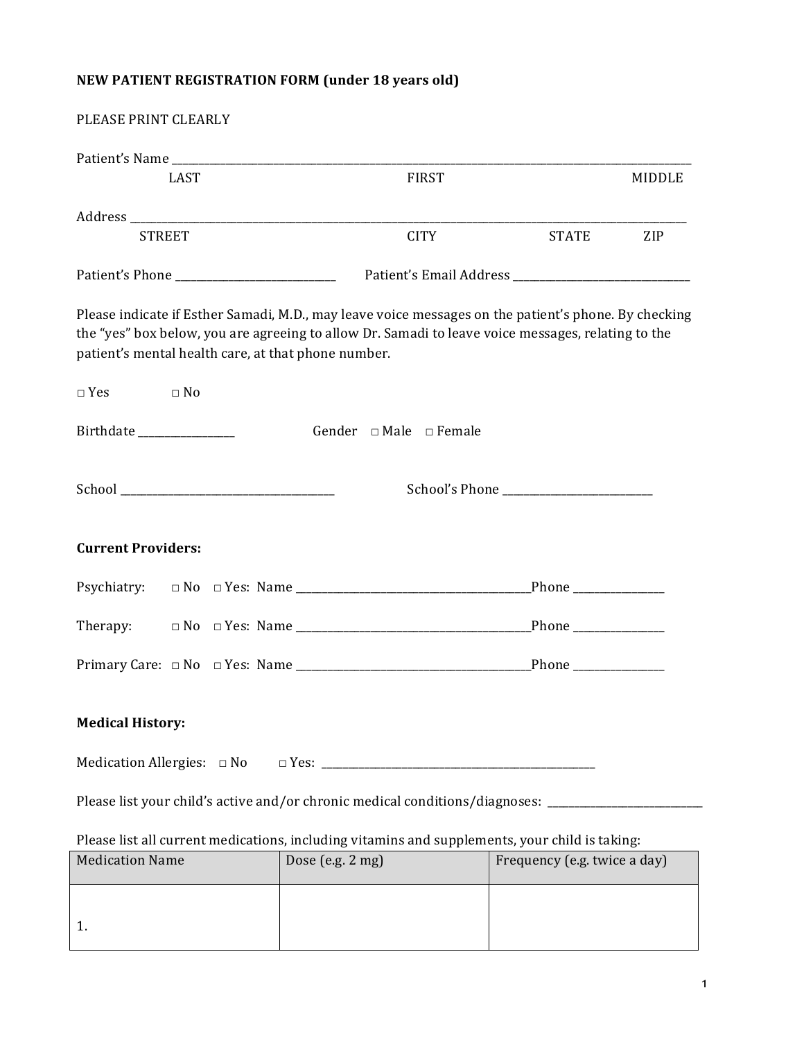**NEW PATIENT REGISTRATION FORM (under 18 years old)**

PLEASE PRINT CLEARLY

Patient's Name ______________________________________________________________________________
LAST FIRST MIDDLE

Address ______________________________________________________________________________
STREET CITY STATE ZIP

Patient's Phone ________________________ Patient's Email Address ___________________________

Please indicate if Esther Samadi, M.D., may leave voice messages on the patient's phone. By checking the "yes" box below, you are agreeing to allow Dr. Samadi to leave voice messages, relating to the patient's mental health care, at that phone number.

□ Yes □ No

Birthdate ______________ Gender □ Male □ Female

School ________________________________ School's Phone ______________________

**Current Providers:**

Psychiatry: □ No □ Yes: Name ___________________________________Phone _____________

Therapy: □ No □ Yes: Name ___________________________________Phone _____________

Primary Care: □ No □ Yes: Name ___________________________________Phone _____________

**Medical History:**

Medication Allergies: □ No □ Yes: ________________________________________

Please list your child's active and/or chronic medical conditions/diagnoses: ______________________

Please list all current medications, including vitamins and supplements, your child is taking:

| Medication Name | Dose (e.g. 2 mg) | Frequency (e.g. twice a day) |
| --- | --- | --- |
| 1. | | |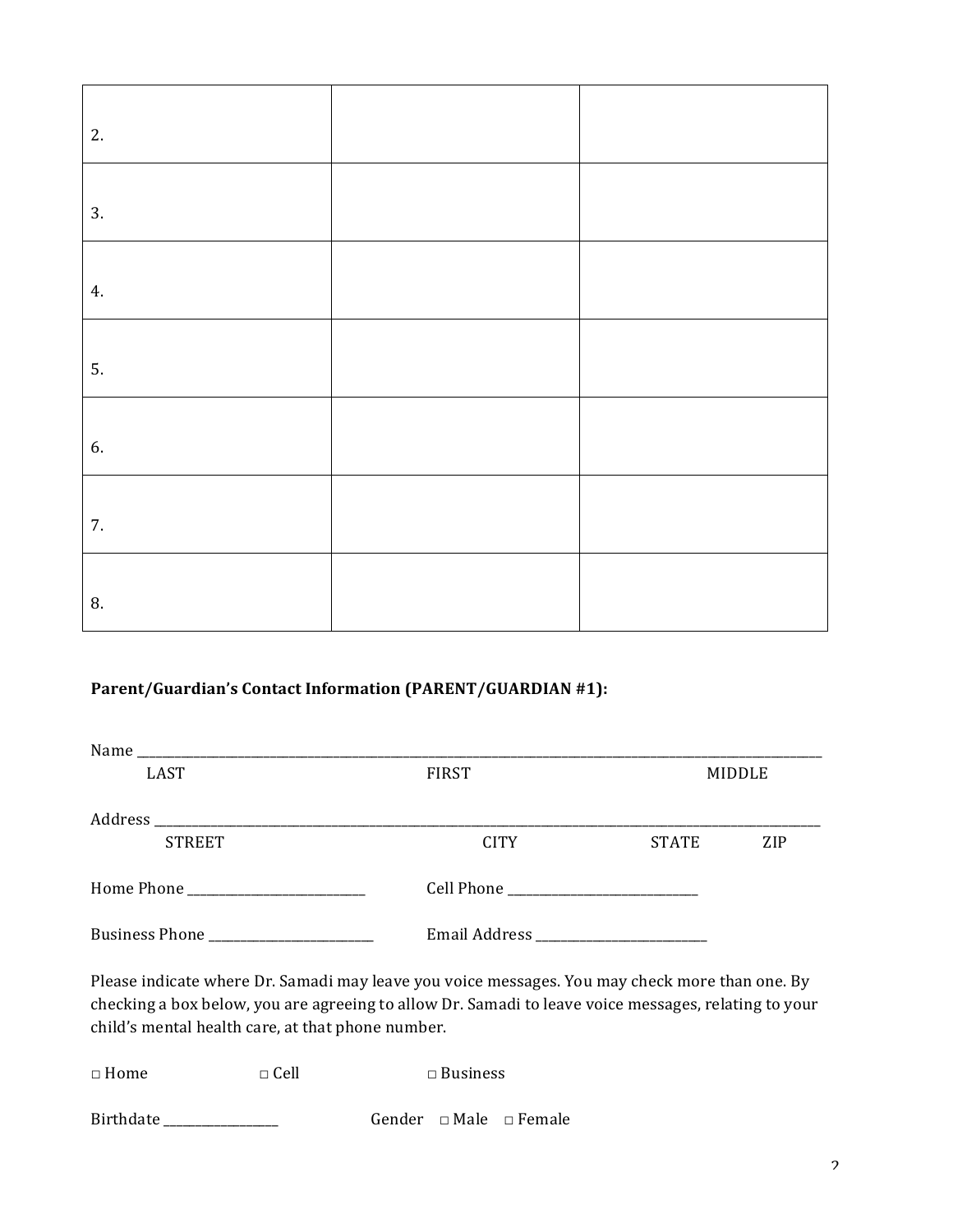| | | |
|---|---|---|
| 2. | | |
| 3. | | |
| 4. | | |
| 5. | | |
| 6. | | |
| 7. | | |
| 8. | | |

**Parent/Guardian's Contact Information (PARENT/GUARDIAN #1):**

Name ______________________________________________________________________________
LAST FIRST MIDDLE

Address ____________________________________________________________________________
STREET CITY STATE ZIP

Home Phone ________________________ Cell Phone __________________________

Business Phone ______________________ Email Address _______________________

Please indicate where Dr. Samadi may leave you voice messages. You may check more than one. By checking a box below, you are agreeing to allow Dr. Samadi to leave voice messages, relating to your child's mental health care, at that phone number.

□ Home □ Cell □ Business

Birthdate _______________ Gender □ Male □ Female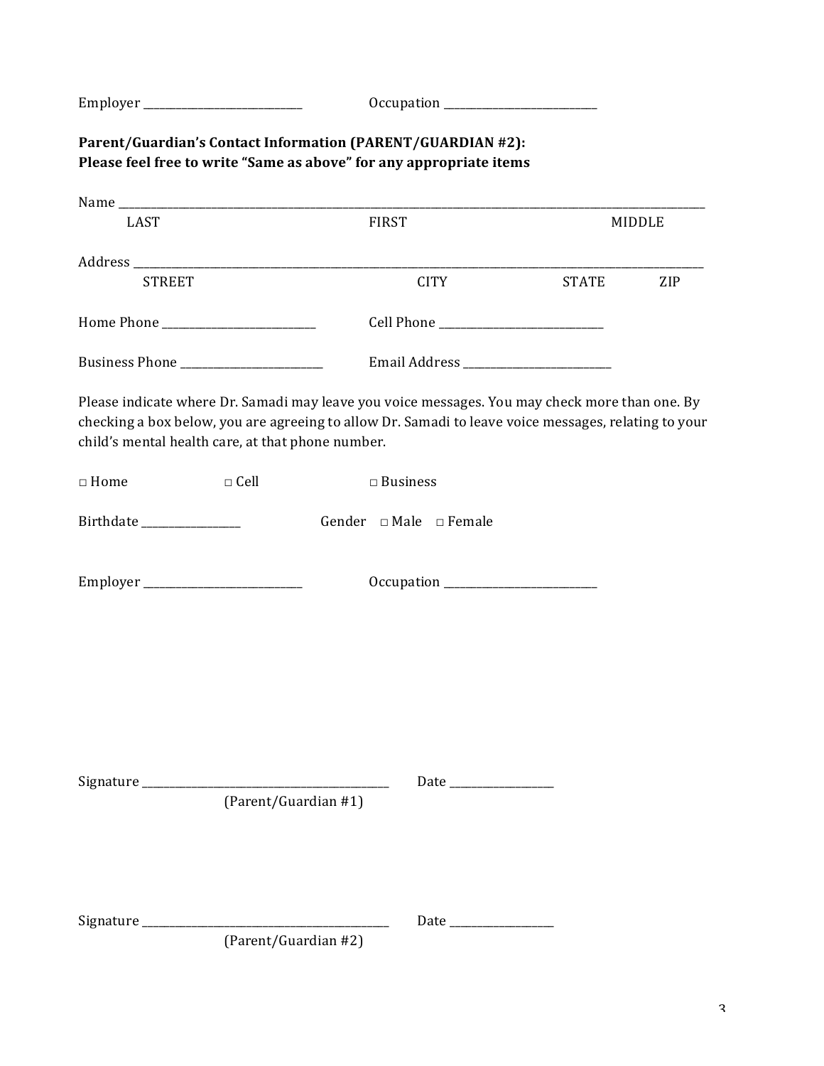Employer ______________________ Occupation ______________________

**Parent/Guardian's Contact Information (PARENT/GUARDIAN #2):**
**Please feel free to write "Same as above" for any appropriate items**

Name ____________________________________________________________________________
LAST FIRST MIDDLE

Address __________________________________________________________________________
STREET CITY STATE ZIP

Home Phone ______________________ Cell Phone ______________________

Business Phone ______________________ Email Address ______________________

Please indicate where Dr. Samadi may leave you voice messages. You may check more than one. By checking a box below, you are agreeing to allow Dr. Samadi to leave voice messages, relating to your child's mental health care, at that phone number.

□ Home □ Cell □ Business

Birthdate ______________ Gender □ Male □ Female

Employer ______________________ Occupation ______________________

Signature ____________________________________ Date ______________
(Parent/Guardian #1)

Signature ____________________________________ Date ______________
(Parent/Guardian #2)